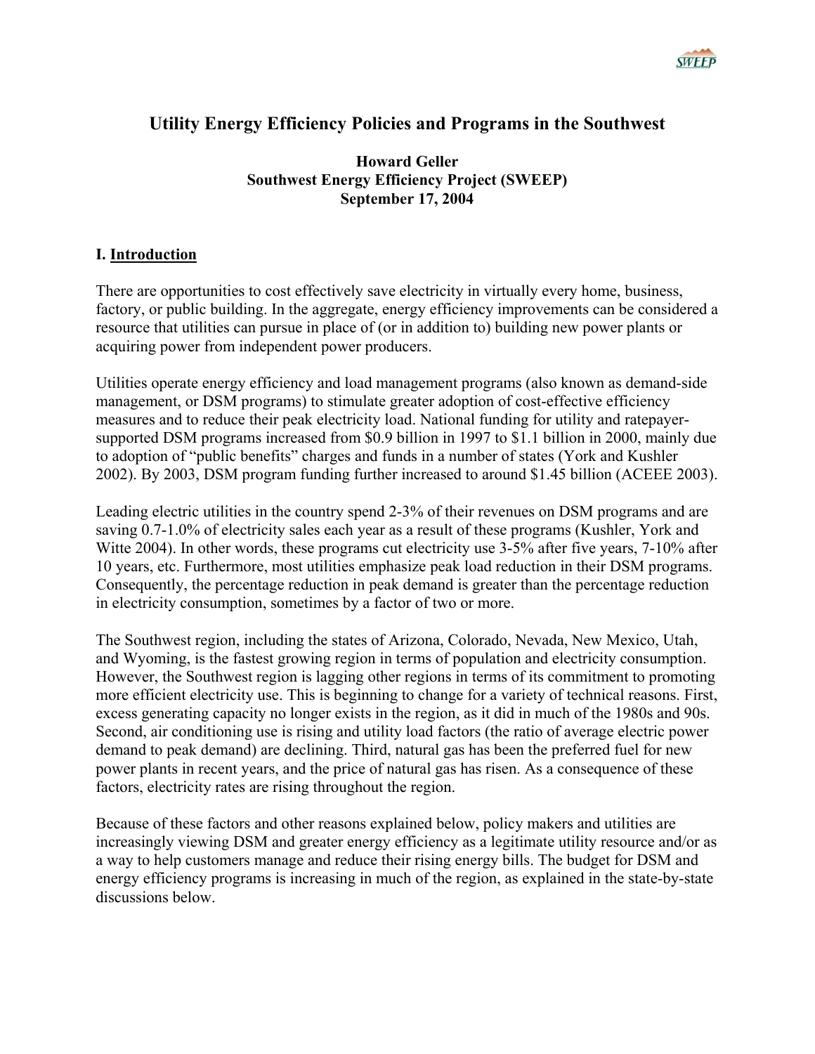# Utility Energy Efficiency Policies and Programs in the Southwest

**Howard Geller**
**Southwest Energy Efficiency Project (SWEEP)**
**September 17, 2004**

## I. Introduction

There are opportunities to cost effectively save electricity in virtually every home, business, factory, or public building. In the aggregate, energy efficiency improvements can be considered a resource that utilities can pursue in place of (or in addition to) building new power plants or acquiring power from independent power producers.

Utilities operate energy efficiency and load management programs (also known as demand-side management, or DSM programs) to stimulate greater adoption of cost-effective efficiency measures and to reduce their peak electricity load. National funding for utility and ratepayer-supported DSM programs increased from $0.9 billion in 1997 to $1.1 billion in 2000, mainly due to adoption of "public benefits" charges and funds in a number of states (York and Kushler 2002). By 2003, DSM program funding further increased to around $1.45 billion (ACEEE 2003).

Leading electric utilities in the country spend 2-3% of their revenues on DSM programs and are saving 0.7-1.0% of electricity sales each year as a result of these programs (Kushler, York and Witte 2004). In other words, these programs cut electricity use 3-5% after five years, 7-10% after 10 years, etc. Furthermore, most utilities emphasize peak load reduction in their DSM programs. Consequently, the percentage reduction in peak demand is greater than the percentage reduction in electricity consumption, sometimes by a factor of two or more.

The Southwest region, including the states of Arizona, Colorado, Nevada, New Mexico, Utah, and Wyoming, is the fastest growing region in terms of population and electricity consumption. However, the Southwest region is lagging other regions in terms of its commitment to promoting more efficient electricity use. This is beginning to change for a variety of technical reasons. First, excess generating capacity no longer exists in the region, as it did in much of the 1980s and 90s. Second, air conditioning use is rising and utility load factors (the ratio of average electric power demand to peak demand) are declining. Third, natural gas has been the preferred fuel for new power plants in recent years, and the price of natural gas has risen. As a consequence of these factors, electricity rates are rising throughout the region.

Because of these factors and other reasons explained below, policy makers and utilities are increasingly viewing DSM and greater energy efficiency as a legitimate utility resource and/or as a way to help customers manage and reduce their rising energy bills. The budget for DSM and energy efficiency programs is increasing in much of the region, as explained in the state-by-state discussions below.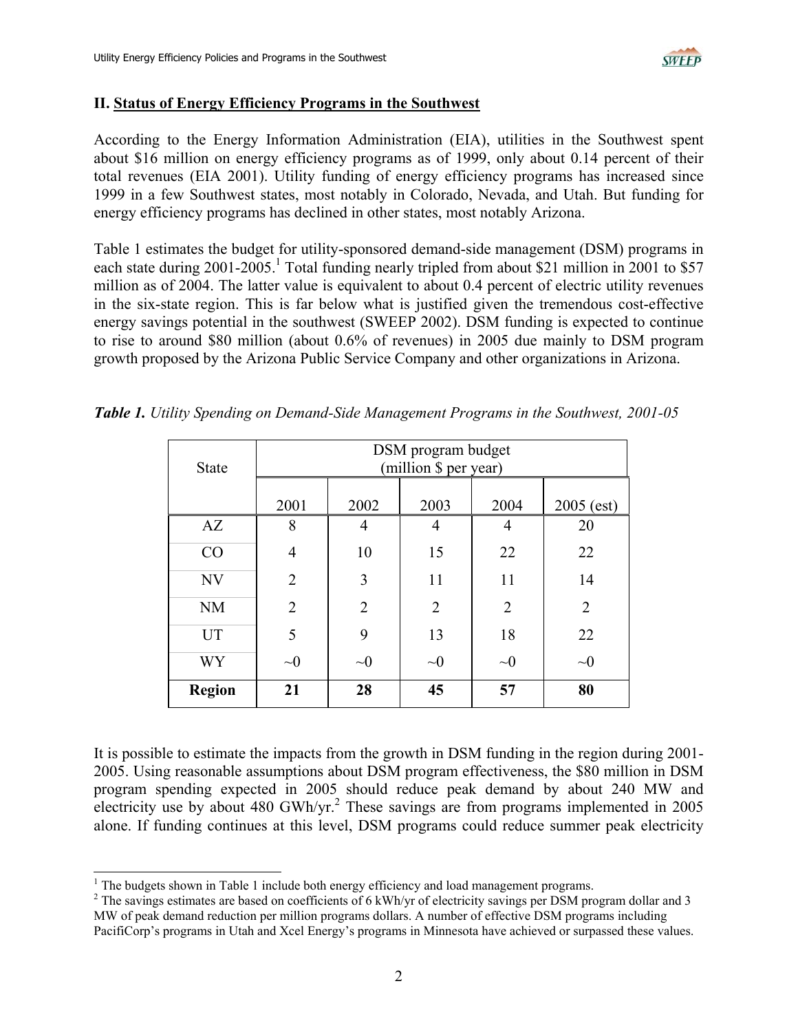## II. Status of Energy Efficiency Programs in the Southwest

According to the Energy Information Administration (EIA), utilities in the Southwest spent about $16 million on energy efficiency programs as of 1999, only about 0.14 percent of their total revenues (EIA 2001). Utility funding of energy efficiency programs has increased since 1999 in a few Southwest states, most notably in Colorado, Nevada, and Utah. But funding for energy efficiency programs has declined in other states, most notably Arizona.

Table 1 estimates the budget for utility-sponsored demand-side management (DSM) programs in each state during 2001-2005.[1] Total funding nearly tripled from about $21 million in 2001 to $57 million as of 2004. The latter value is equivalent to about 0.4 percent of electric utility revenues in the six-state region. This is far below what is justified given the tremendous cost-effective energy savings potential in the southwest (SWEEP 2002). DSM funding is expected to continue to rise to around $80 million (about 0.6% of revenues) in 2005 due mainly to DSM program growth proposed by the Arizona Public Service Company and other organizations in Arizona.

***Table 1.*** *Utility Spending on Demand-Side Management Programs in the Southwest, 2001-05*

| State | DSM program budget (million $ per year) | | | | |
|---|---|---|---|---|---|
| | 2001 | 2002 | 2003 | 2004 | 2005 (est) |
| AZ | 8 | 4 | 4 | 4 | 20 |
| CO | 4 | 10 | 15 | 22 | 22 |
| NV | 2 | 3 | 11 | 11 | 14 |
| NM | 2 | 2 | 2 | 2 | 2 |
| UT | 5 | 9 | 13 | 18 | 22 |
| WY | ~0 | ~0 | ~0 | ~0 | ~0 |
| **Region** | **21** | **28** | **45** | **57** | **80** |

It is possible to estimate the impacts from the growth in DSM funding in the region during 2001-2005. Using reasonable assumptions about DSM program effectiveness, the $80 million in DSM program spending expected in 2005 should reduce peak demand by about 240 MW and electricity use by about 480 GWh/yr.[2] These savings are from programs implemented in 2005 alone. If funding continues at this level, DSM programs could reduce summer peak electricity

[1] The budgets shown in Table 1 include both energy efficiency and load management programs.

[2] The savings estimates are based on coefficients of 6 kWh/yr of electricity savings per DSM program dollar and 3 MW of peak demand reduction per million programs dollars. A number of effective DSM programs including PacifiCorp's programs in Utah and Xcel Energy's programs in Minnesota have achieved or surpassed these values.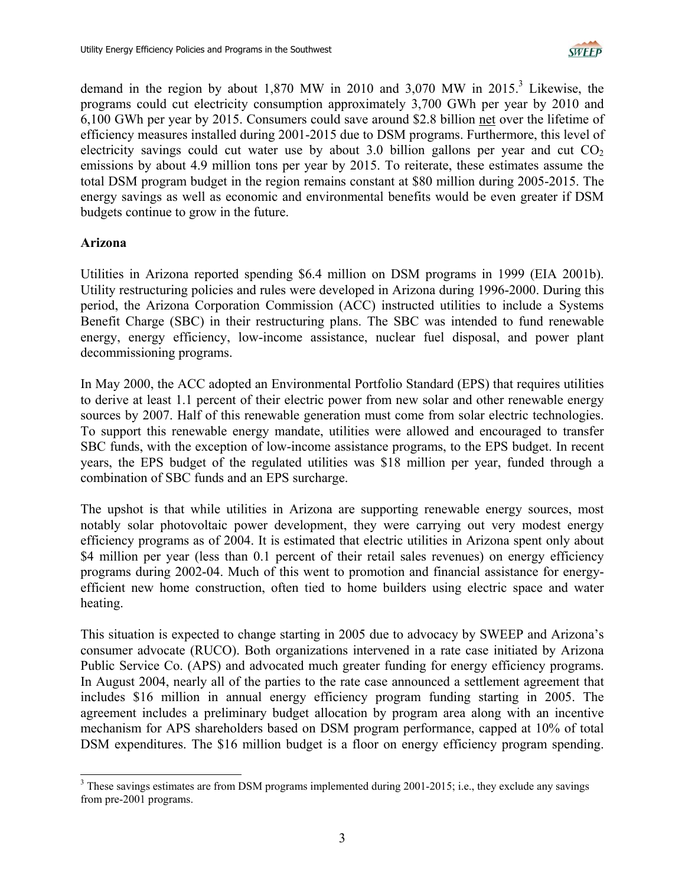demand in the region by about 1,870 MW in 2010 and 3,070 MW in 2015.[3] Likewise, the programs could cut electricity consumption approximately 3,700 GWh per year by 2010 and 6,100 GWh per year by 2015. Consumers could save around $2.8 billion net over the lifetime of efficiency measures installed during 2001-2015 due to DSM programs. Furthermore, this level of electricity savings could cut water use by about 3.0 billion gallons per year and cut $CO_2$ emissions by about 4.9 million tons per year by 2015. To reiterate, these estimates assume the total DSM program budget in the region remains constant at $80 million during 2005-2015. The energy savings as well as economic and environmental benefits would be even greater if DSM budgets continue to grow in the future.

**Arizona**

Utilities in Arizona reported spending $6.4 million on DSM programs in 1999 (EIA 2001b). Utility restructuring policies and rules were developed in Arizona during 1996-2000. During this period, the Arizona Corporation Commission (ACC) instructed utilities to include a Systems Benefit Charge (SBC) in their restructuring plans. The SBC was intended to fund renewable energy, energy efficiency, low-income assistance, nuclear fuel disposal, and power plant decommissioning programs.

In May 2000, the ACC adopted an Environmental Portfolio Standard (EPS) that requires utilities to derive at least 1.1 percent of their electric power from new solar and other renewable energy sources by 2007. Half of this renewable generation must come from solar electric technologies. To support this renewable energy mandate, utilities were allowed and encouraged to transfer SBC funds, with the exception of low-income assistance programs, to the EPS budget. In recent years, the EPS budget of the regulated utilities was $18 million per year, funded through a combination of SBC funds and an EPS surcharge.

The upshot is that while utilities in Arizona are supporting renewable energy sources, most notably solar photovoltaic power development, they were carrying out very modest energy efficiency programs as of 2004. It is estimated that electric utilities in Arizona spent only about $4 million per year (less than 0.1 percent of their retail sales revenues) on energy efficiency programs during 2002-04. Much of this went to promotion and financial assistance for energy-efficient new home construction, often tied to home builders using electric space and water heating.

This situation is expected to change starting in 2005 due to advocacy by SWEEP and Arizona's consumer advocate (RUCO). Both organizations intervened in a rate case initiated by Arizona Public Service Co. (APS) and advocated much greater funding for energy efficiency programs. In August 2004, nearly all of the parties to the rate case announced a settlement agreement that includes $16 million in annual energy efficiency program funding starting in 2005. The agreement includes a preliminary budget allocation by program area along with an incentive mechanism for APS shareholders based on DSM program performance, capped at 10% of total DSM expenditures. The $16 million budget is a floor on energy efficiency program spending.

[3] These savings estimates are from DSM programs implemented during 2001-2015; i.e., they exclude any savings from pre-2001 programs.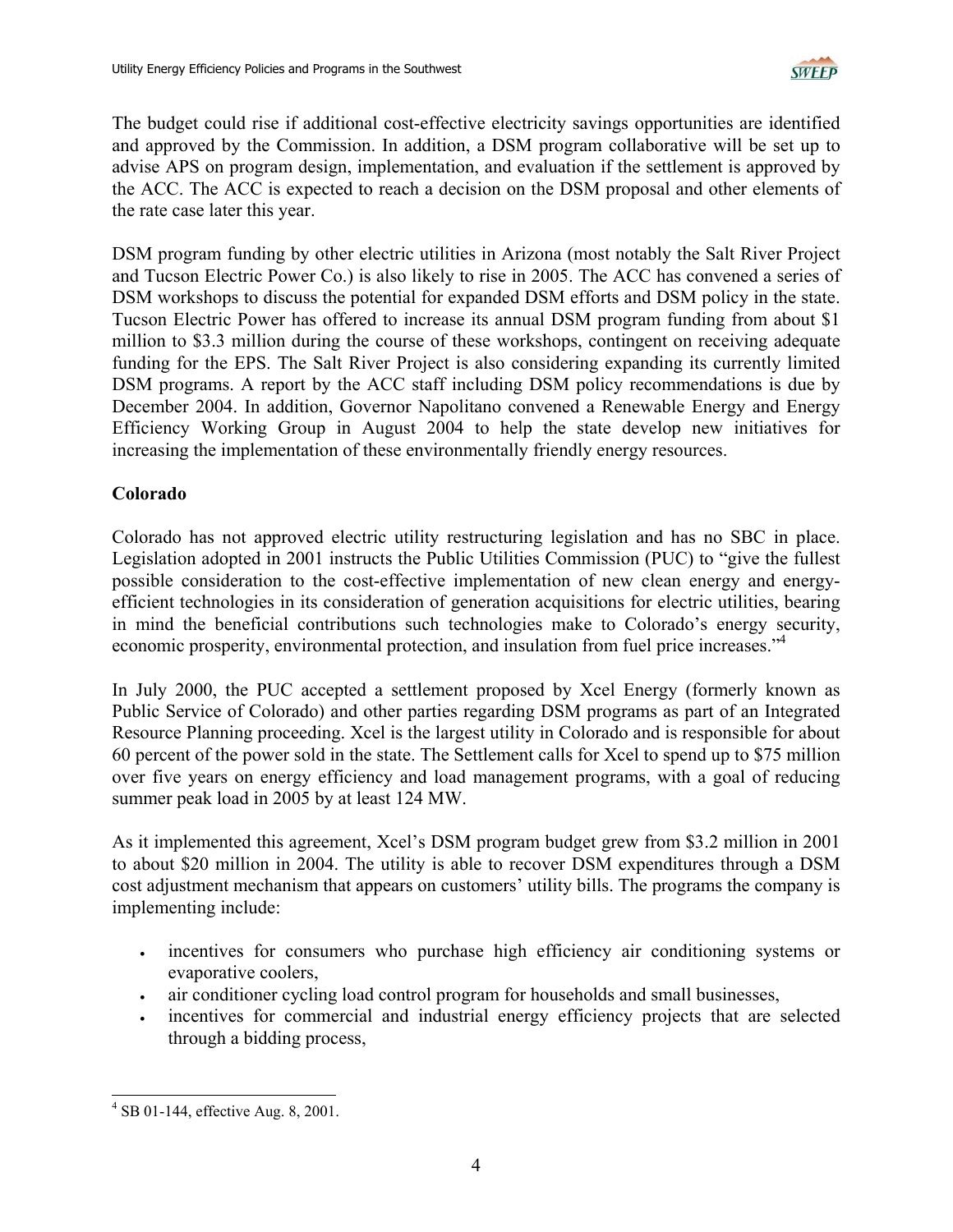The budget could rise if additional cost-effective electricity savings opportunities are identified and approved by the Commission. In addition, a DSM program collaborative will be set up to advise APS on program design, implementation, and evaluation if the settlement is approved by the ACC. The ACC is expected to reach a decision on the DSM proposal and other elements of the rate case later this year.

DSM program funding by other electric utilities in Arizona (most notably the Salt River Project and Tucson Electric Power Co.) is also likely to rise in 2005. The ACC has convened a series of DSM workshops to discuss the potential for expanded DSM efforts and DSM policy in the state. Tucson Electric Power has offered to increase its annual DSM program funding from about $1 million to $3.3 million during the course of these workshops, contingent on receiving adequate funding for the EPS. The Salt River Project is also considering expanding its currently limited DSM programs. A report by the ACC staff including DSM policy recommendations is due by December 2004. In addition, Governor Napolitano convened a Renewable Energy and Energy Efficiency Working Group in August 2004 to help the state develop new initiatives for increasing the implementation of these environmentally friendly energy resources.

**Colorado**

Colorado has not approved electric utility restructuring legislation and has no SBC in place. Legislation adopted in 2001 instructs the Public Utilities Commission (PUC) to "give the fullest possible consideration to the cost-effective implementation of new clean energy and energy-efficient technologies in its consideration of generation acquisitions for electric utilities, bearing in mind the beneficial contributions such technologies make to Colorado's energy security, economic prosperity, environmental protection, and insulation from fuel price increases."[4]

In July 2000, the PUC accepted a settlement proposed by Xcel Energy (formerly known as Public Service of Colorado) and other parties regarding DSM programs as part of an Integrated Resource Planning proceeding. Xcel is the largest utility in Colorado and is responsible for about 60 percent of the power sold in the state. The Settlement calls for Xcel to spend up to $75 million over five years on energy efficiency and load management programs, with a goal of reducing summer peak load in 2005 by at least 124 MW.

As it implemented this agreement, Xcel's DSM program budget grew from $3.2 million in 2001 to about $20 million in 2004. The utility is able to recover DSM expenditures through a DSM cost adjustment mechanism that appears on customers' utility bills. The programs the company is implementing include:

- incentives for consumers who purchase high efficiency air conditioning systems or evaporative coolers,
- air conditioner cycling load control program for households and small businesses,
- incentives for commercial and industrial energy efficiency projects that are selected through a bidding process,

[4] SB 01-144, effective Aug. 8, 2001.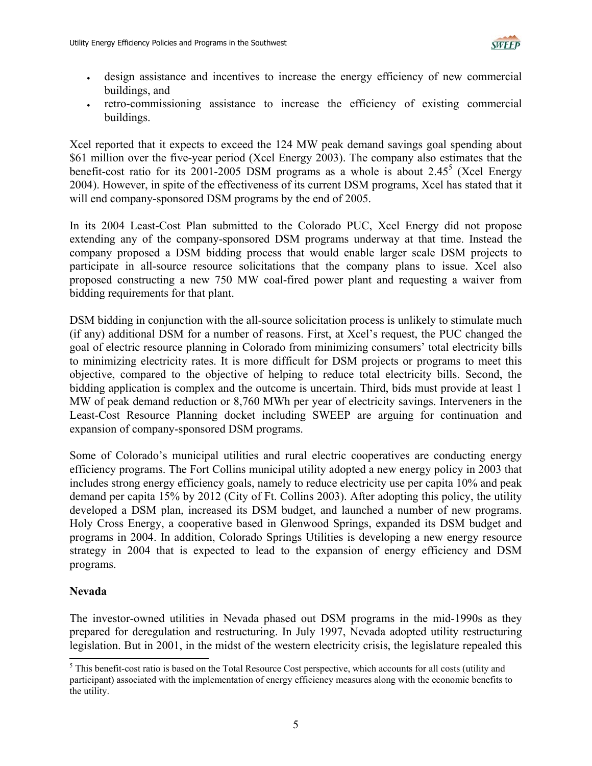- design assistance and incentives to increase the energy efficiency of new commercial buildings, and
- retro-commissioning assistance to increase the efficiency of existing commercial buildings.

Xcel reported that it expects to exceed the 124 MW peak demand savings goal spending about $61 million over the five-year period (Xcel Energy 2003). The company also estimates that the benefit-cost ratio for its 2001-2005 DSM programs as a whole is about 2.45[5] (Xcel Energy 2004). However, in spite of the effectiveness of its current DSM programs, Xcel has stated that it will end company-sponsored DSM programs by the end of 2005.

In its 2004 Least-Cost Plan submitted to the Colorado PUC, Xcel Energy did not propose extending any of the company-sponsored DSM programs underway at that time. Instead the company proposed a DSM bidding process that would enable larger scale DSM projects to participate in all-source resource solicitations that the company plans to issue. Xcel also proposed constructing a new 750 MW coal-fired power plant and requesting a waiver from bidding requirements for that plant.

DSM bidding in conjunction with the all-source solicitation process is unlikely to stimulate much (if any) additional DSM for a number of reasons. First, at Xcel's request, the PUC changed the goal of electric resource planning in Colorado from minimizing consumers' total electricity bills to minimizing electricity rates. It is more difficult for DSM projects or programs to meet this objective, compared to the objective of helping to reduce total electricity bills. Second, the bidding application is complex and the outcome is uncertain. Third, bids must provide at least 1 MW of peak demand reduction or 8,760 MWh per year of electricity savings. Interveners in the Least-Cost Resource Planning docket including SWEEP are arguing for continuation and expansion of company-sponsored DSM programs.

Some of Colorado's municipal utilities and rural electric cooperatives are conducting energy efficiency programs. The Fort Collins municipal utility adopted a new energy policy in 2003 that includes strong energy efficiency goals, namely to reduce electricity use per capita 10% and peak demand per capita 15% by 2012 (City of Ft. Collins 2003). After adopting this policy, the utility developed a DSM plan, increased its DSM budget, and launched a number of new programs. Holy Cross Energy, a cooperative based in Glenwood Springs, expanded its DSM budget and programs in 2004. In addition, Colorado Springs Utilities is developing a new energy resource strategy in 2004 that is expected to lead to the expansion of energy efficiency and DSM programs.

### Nevada

The investor-owned utilities in Nevada phased out DSM programs in the mid-1990s as they prepared for deregulation and restructuring. In July 1997, Nevada adopted utility restructuring legislation. But in 2001, in the midst of the western electricity crisis, the legislature repealed this

---

[5] This benefit-cost ratio is based on the Total Resource Cost perspective, which accounts for all costs (utility and participant) associated with the implementation of energy efficiency measures along with the economic benefits to the utility.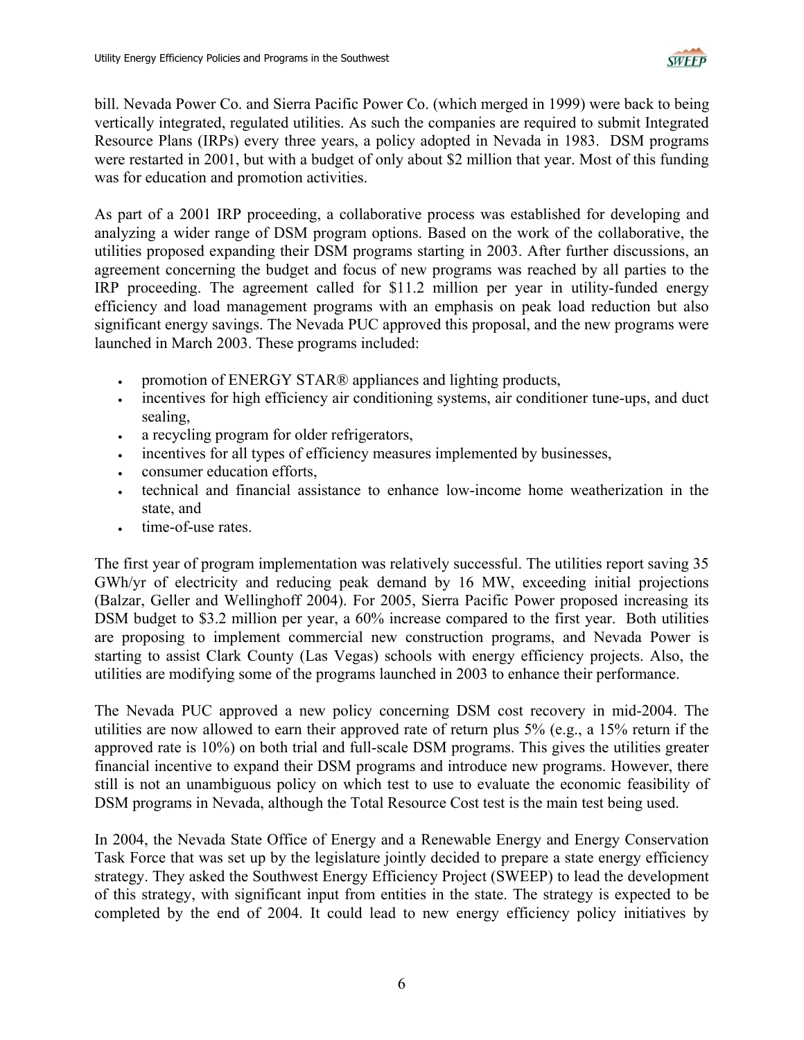bill. Nevada Power Co. and Sierra Pacific Power Co. (which merged in 1999) were back to being vertically integrated, regulated utilities. As such the companies are required to submit Integrated Resource Plans (IRPs) every three years, a policy adopted in Nevada in 1983. DSM programs were restarted in 2001, but with a budget of only about $2 million that year. Most of this funding was for education and promotion activities.

As part of a 2001 IRP proceeding, a collaborative process was established for developing and analyzing a wider range of DSM program options. Based on the work of the collaborative, the utilities proposed expanding their DSM programs starting in 2003. After further discussions, an agreement concerning the budget and focus of new programs was reached by all parties to the IRP proceeding. The agreement called for $11.2 million per year in utility-funded energy efficiency and load management programs with an emphasis on peak load reduction but also significant energy savings. The Nevada PUC approved this proposal, and the new programs were launched in March 2003. These programs included:

- promotion of ENERGY STAR® appliances and lighting products,
- incentives for high efficiency air conditioning systems, air conditioner tune-ups, and duct sealing,
- a recycling program for older refrigerators,
- incentives for all types of efficiency measures implemented by businesses,
- consumer education efforts,
- technical and financial assistance to enhance low-income home weatherization in the state, and
- time-of-use rates.

The first year of program implementation was relatively successful. The utilities report saving 35 GWh/yr of electricity and reducing peak demand by 16 MW, exceeding initial projections (Balzar, Geller and Wellinghoff 2004). For 2005, Sierra Pacific Power proposed increasing its DSM budget to $3.2 million per year, a 60% increase compared to the first year. Both utilities are proposing to implement commercial new construction programs, and Nevada Power is starting to assist Clark County (Las Vegas) schools with energy efficiency projects. Also, the utilities are modifying some of the programs launched in 2003 to enhance their performance.

The Nevada PUC approved a new policy concerning DSM cost recovery in mid-2004. The utilities are now allowed to earn their approved rate of return plus 5% (e.g., a 15% return if the approved rate is 10%) on both trial and full-scale DSM programs. This gives the utilities greater financial incentive to expand their DSM programs and introduce new programs. However, there still is not an unambiguous policy on which test to use to evaluate the economic feasibility of DSM programs in Nevada, although the Total Resource Cost test is the main test being used.

In 2004, the Nevada State Office of Energy and a Renewable Energy and Energy Conservation Task Force that was set up by the legislature jointly decided to prepare a state energy efficiency strategy. They asked the Southwest Energy Efficiency Project (SWEEP) to lead the development of this strategy, with significant input from entities in the state. The strategy is expected to be completed by the end of 2004. It could lead to new energy efficiency policy initiatives by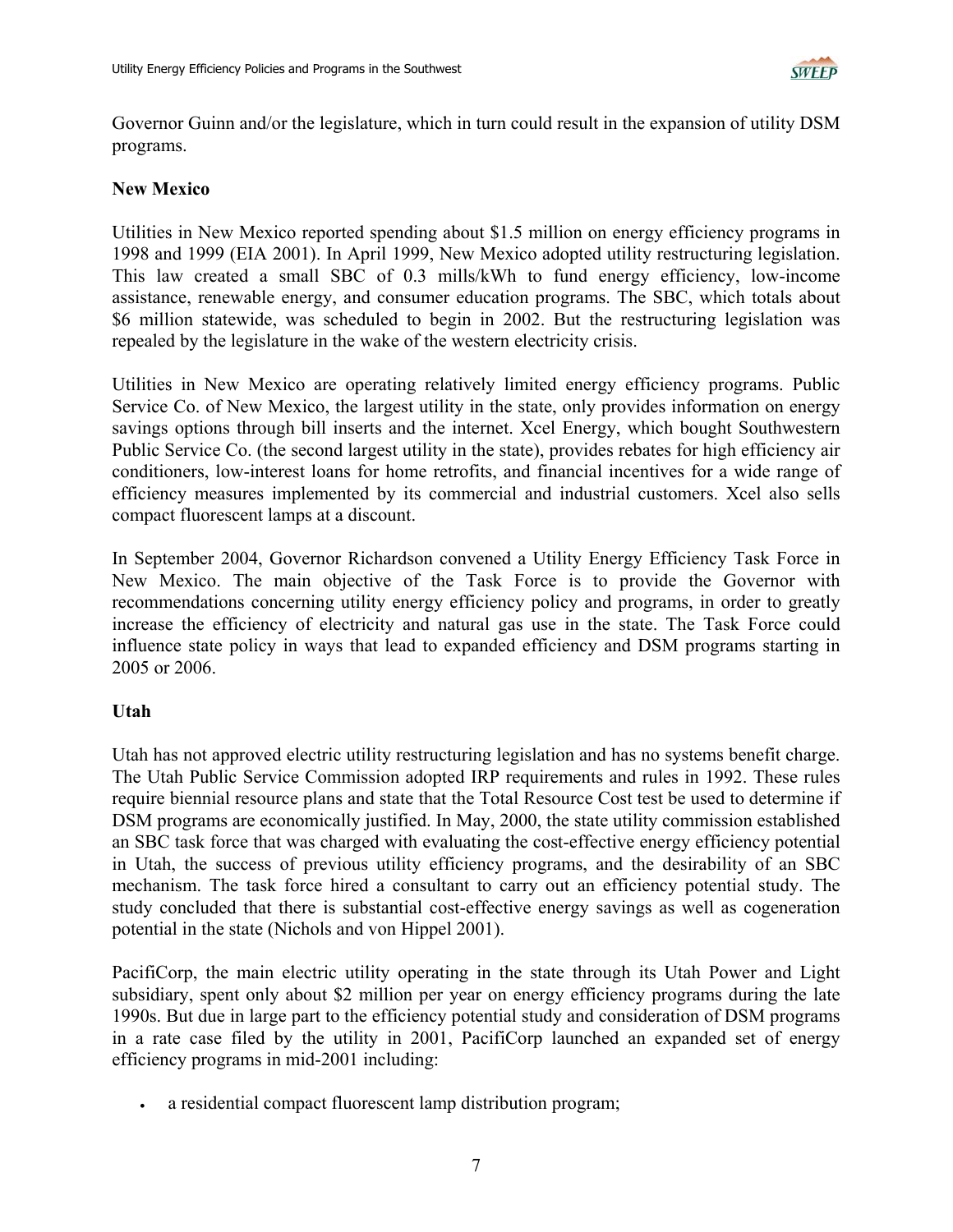Governor Guinn and/or the legislature, which in turn could result in the expansion of utility DSM programs.

**New Mexico**

Utilities in New Mexico reported spending about $1.5 million on energy efficiency programs in 1998 and 1999 (EIA 2001). In April 1999, New Mexico adopted utility restructuring legislation. This law created a small SBC of 0.3 mills/kWh to fund energy efficiency, low-income assistance, renewable energy, and consumer education programs. The SBC, which totals about $6 million statewide, was scheduled to begin in 2002. But the restructuring legislation was repealed by the legislature in the wake of the western electricity crisis.

Utilities in New Mexico are operating relatively limited energy efficiency programs. Public Service Co. of New Mexico, the largest utility in the state, only provides information on energy savings options through bill inserts and the internet. Xcel Energy, which bought Southwestern Public Service Co. (the second largest utility in the state), provides rebates for high efficiency air conditioners, low-interest loans for home retrofits, and financial incentives for a wide range of efficiency measures implemented by its commercial and industrial customers. Xcel also sells compact fluorescent lamps at a discount.

In September 2004, Governor Richardson convened a Utility Energy Efficiency Task Force in New Mexico. The main objective of the Task Force is to provide the Governor with recommendations concerning utility energy efficiency policy and programs, in order to greatly increase the efficiency of electricity and natural gas use in the state. The Task Force could influence state policy in ways that lead to expanded efficiency and DSM programs starting in 2005 or 2006.

**Utah**

Utah has not approved electric utility restructuring legislation and has no systems benefit charge. The Utah Public Service Commission adopted IRP requirements and rules in 1992. These rules require biennial resource plans and state that the Total Resource Cost test be used to determine if DSM programs are economically justified. In May, 2000, the state utility commission established an SBC task force that was charged with evaluating the cost-effective energy efficiency potential in Utah, the success of previous utility efficiency programs, and the desirability of an SBC mechanism. The task force hired a consultant to carry out an efficiency potential study. The study concluded that there is substantial cost-effective energy savings as well as cogeneration potential in the state (Nichols and von Hippel 2001).

PacifiCorp, the main electric utility operating in the state through its Utah Power and Light subsidiary, spent only about $2 million per year on energy efficiency programs during the late 1990s. But due in large part to the efficiency potential study and consideration of DSM programs in a rate case filed by the utility in 2001, PacifiCorp launched an expanded set of energy efficiency programs in mid-2001 including:

- a residential compact fluorescent lamp distribution program;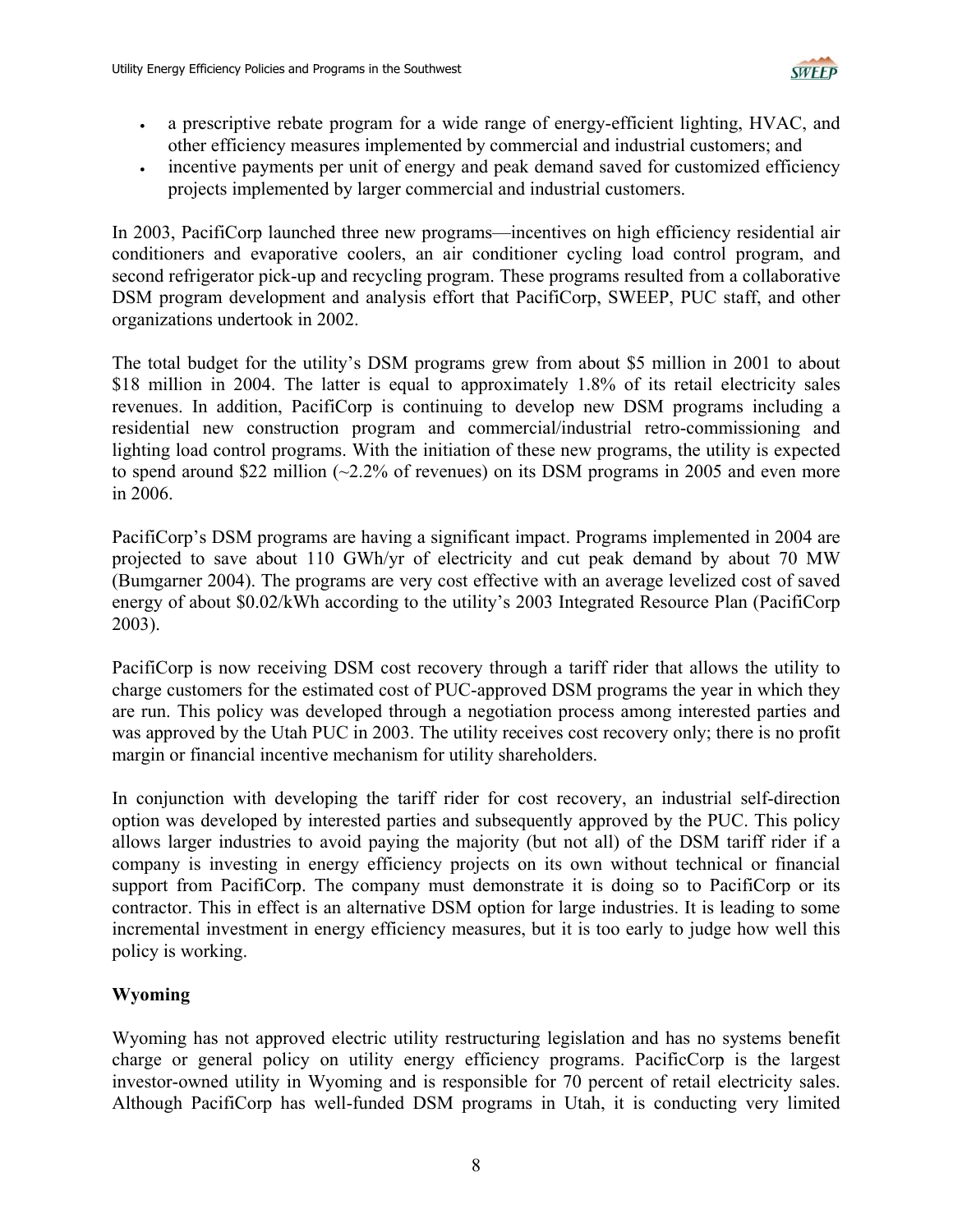- a prescriptive rebate program for a wide range of energy-efficient lighting, HVAC, and other efficiency measures implemented by commercial and industrial customers; and
- incentive payments per unit of energy and peak demand saved for customized efficiency projects implemented by larger commercial and industrial customers.

In 2003, PacifiCorp launched three new programs—incentives on high efficiency residential air conditioners and evaporative coolers, an air conditioner cycling load control program, and second refrigerator pick-up and recycling program. These programs resulted from a collaborative DSM program development and analysis effort that PacifiCorp, SWEEP, PUC staff, and other organizations undertook in 2002.

The total budget for the utility's DSM programs grew from about \$5 million in 2001 to about \$18 million in 2004. The latter is equal to approximately 1.8% of its retail electricity sales revenues. In addition, PacifiCorp is continuing to develop new DSM programs including a residential new construction program and commercial/industrial retro-commissioning and lighting load control programs. With the initiation of these new programs, the utility is expected to spend around \$22 million (~2.2% of revenues) on its DSM programs in 2005 and even more in 2006.

PacifiCorp's DSM programs are having a significant impact. Programs implemented in 2004 are projected to save about 110 GWh/yr of electricity and cut peak demand by about 70 MW (Bumgarner 2004). The programs are very cost effective with an average levelized cost of saved energy of about \$0.02/kWh according to the utility's 2003 Integrated Resource Plan (PacifiCorp 2003).

PacifiCorp is now receiving DSM cost recovery through a tariff rider that allows the utility to charge customers for the estimated cost of PUC-approved DSM programs the year in which they are run. This policy was developed through a negotiation process among interested parties and was approved by the Utah PUC in 2003. The utility receives cost recovery only; there is no profit margin or financial incentive mechanism for utility shareholders.

In conjunction with developing the tariff rider for cost recovery, an industrial self-direction option was developed by interested parties and subsequently approved by the PUC. This policy allows larger industries to avoid paying the majority (but not all) of the DSM tariff rider if a company is investing in energy efficiency projects on its own without technical or financial support from PacifiCorp. The company must demonstrate it is doing so to PacifiCorp or its contractor. This in effect is an alternative DSM option for large industries. It is leading to some incremental investment in energy efficiency measures, but it is too early to judge how well this policy is working.

**Wyoming**

Wyoming has not approved electric utility restructuring legislation and has no systems benefit charge or general policy on utility energy efficiency programs. PacificCorp is the largest investor-owned utility in Wyoming and is responsible for 70 percent of retail electricity sales. Although PacifiCorp has well-funded DSM programs in Utah, it is conducting very limited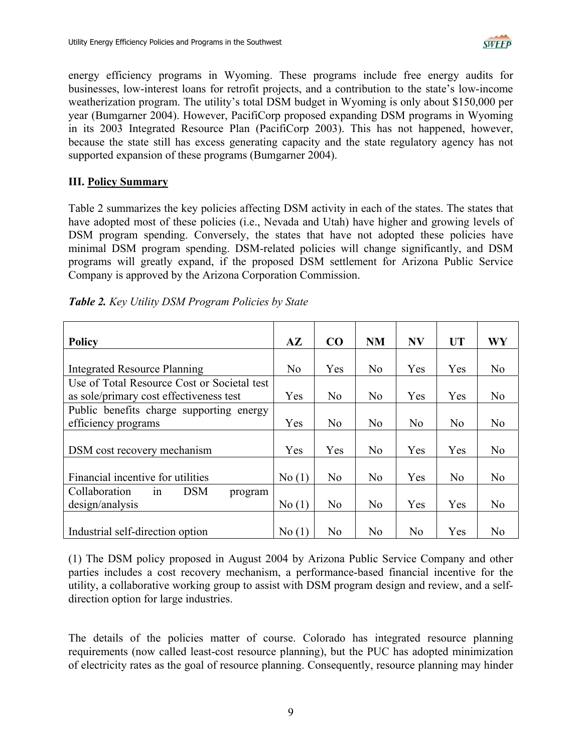energy efficiency programs in Wyoming. These programs include free energy audits for businesses, low-interest loans for retrofit projects, and a contribution to the state's low-income weatherization program. The utility's total DSM budget in Wyoming is only about $150,000 per year (Bumgarner 2004). However, PacifiCorp proposed expanding DSM programs in Wyoming in its 2003 Integrated Resource Plan (PacifiCorp 2003). This has not happened, however, because the state still has excess generating capacity and the state regulatory agency has not supported expansion of these programs (Bumgarner 2004).

## III. Policy Summary

Table 2 summarizes the key policies affecting DSM activity in each of the states. The states that have adopted most of these policies (i.e., Nevada and Utah) have higher and growing levels of DSM program spending. Conversely, the states that have not adopted these policies have minimal DSM program spending. DSM-related policies will change significantly, and DSM programs will greatly expand, if the proposed DSM settlement for Arizona Public Service Company is approved by the Arizona Corporation Commission.

***Table 2.*** *Key Utility DSM Program Policies by State*

| Policy | AZ | CO | NM | NV | UT | WY |
|---|---|---|---|---|---|---|
| Integrated Resource Planning | No | Yes | No | Yes | Yes | No |
| Use of Total Resource Cost or Societal test as sole/primary cost effectiveness test | Yes | No | No | Yes | Yes | No |
| Public benefits charge supporting energy efficiency programs | Yes | No | No | No | No | No |
| DSM cost recovery mechanism | Yes | Yes | No | Yes | Yes | No |
| Financial incentive for utilities | No (1) | No | No | Yes | No | No |
| Collaboration in DSM program design/analysis | No (1) | No | No | Yes | Yes | No |
| Industrial self-direction option | No (1) | No | No | No | Yes | No |

(1) The DSM policy proposed in August 2004 by Arizona Public Service Company and other parties includes a cost recovery mechanism, a performance-based financial incentive for the utility, a collaborative working group to assist with DSM program design and review, and a self-direction option for large industries.

The details of the policies matter of course. Colorado has integrated resource planning requirements (now called least-cost resource planning), but the PUC has adopted minimization of electricity rates as the goal of resource planning. Consequently, resource planning may hinder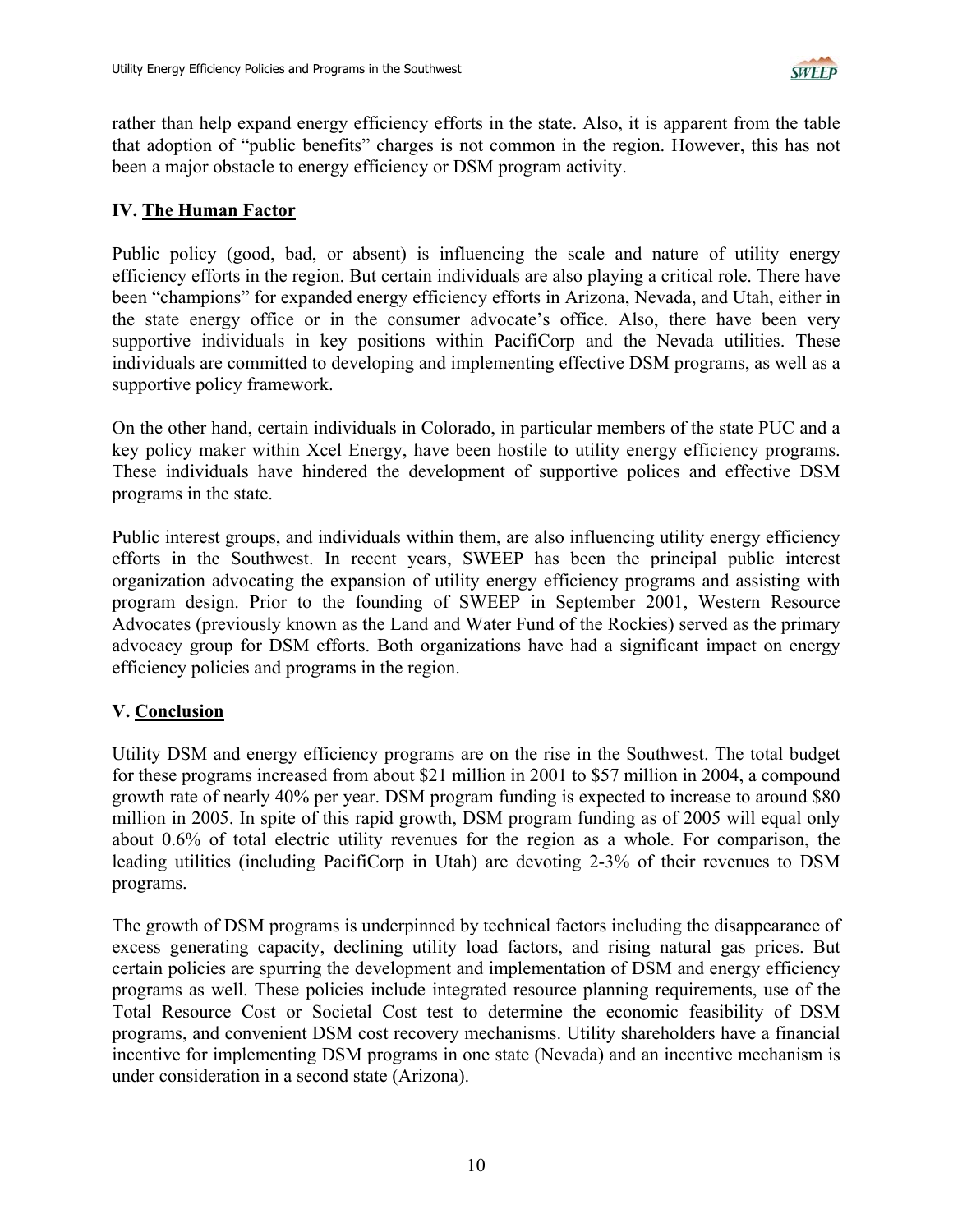rather than help expand energy efficiency efforts in the state. Also, it is apparent from the table that adoption of "public benefits" charges is not common in the region. However, this has not been a major obstacle to energy efficiency or DSM program activity.

## IV. The Human Factor

Public policy (good, bad, or absent) is influencing the scale and nature of utility energy efficiency efforts in the region. But certain individuals are also playing a critical role. There have been "champions" for expanded energy efficiency efforts in Arizona, Nevada, and Utah, either in the state energy office or in the consumer advocate's office. Also, there have been very supportive individuals in key positions within PacifiCorp and the Nevada utilities. These individuals are committed to developing and implementing effective DSM programs, as well as a supportive policy framework.

On the other hand, certain individuals in Colorado, in particular members of the state PUC and a key policy maker within Xcel Energy, have been hostile to utility energy efficiency programs. These individuals have hindered the development of supportive polices and effective DSM programs in the state.

Public interest groups, and individuals within them, are also influencing utility energy efficiency efforts in the Southwest. In recent years, SWEEP has been the principal public interest organization advocating the expansion of utility energy efficiency programs and assisting with program design. Prior to the founding of SWEEP in September 2001, Western Resource Advocates (previously known as the Land and Water Fund of the Rockies) served as the primary advocacy group for DSM efforts. Both organizations have had a significant impact on energy efficiency policies and programs in the region.

## V. Conclusion

Utility DSM and energy efficiency programs are on the rise in the Southwest. The total budget for these programs increased from about $21 million in 2001 to $57 million in 2004, a compound growth rate of nearly 40% per year. DSM program funding is expected to increase to around $80 million in 2005. In spite of this rapid growth, DSM program funding as of 2005 will equal only about 0.6% of total electric utility revenues for the region as a whole. For comparison, the leading utilities (including PacifiCorp in Utah) are devoting 2-3% of their revenues to DSM programs.

The growth of DSM programs is underpinned by technical factors including the disappearance of excess generating capacity, declining utility load factors, and rising natural gas prices. But certain policies are spurring the development and implementation of DSM and energy efficiency programs as well. These policies include integrated resource planning requirements, use of the Total Resource Cost or Societal Cost test to determine the economic feasibility of DSM programs, and convenient DSM cost recovery mechanisms. Utility shareholders have a financial incentive for implementing DSM programs in one state (Nevada) and an incentive mechanism is under consideration in a second state (Arizona).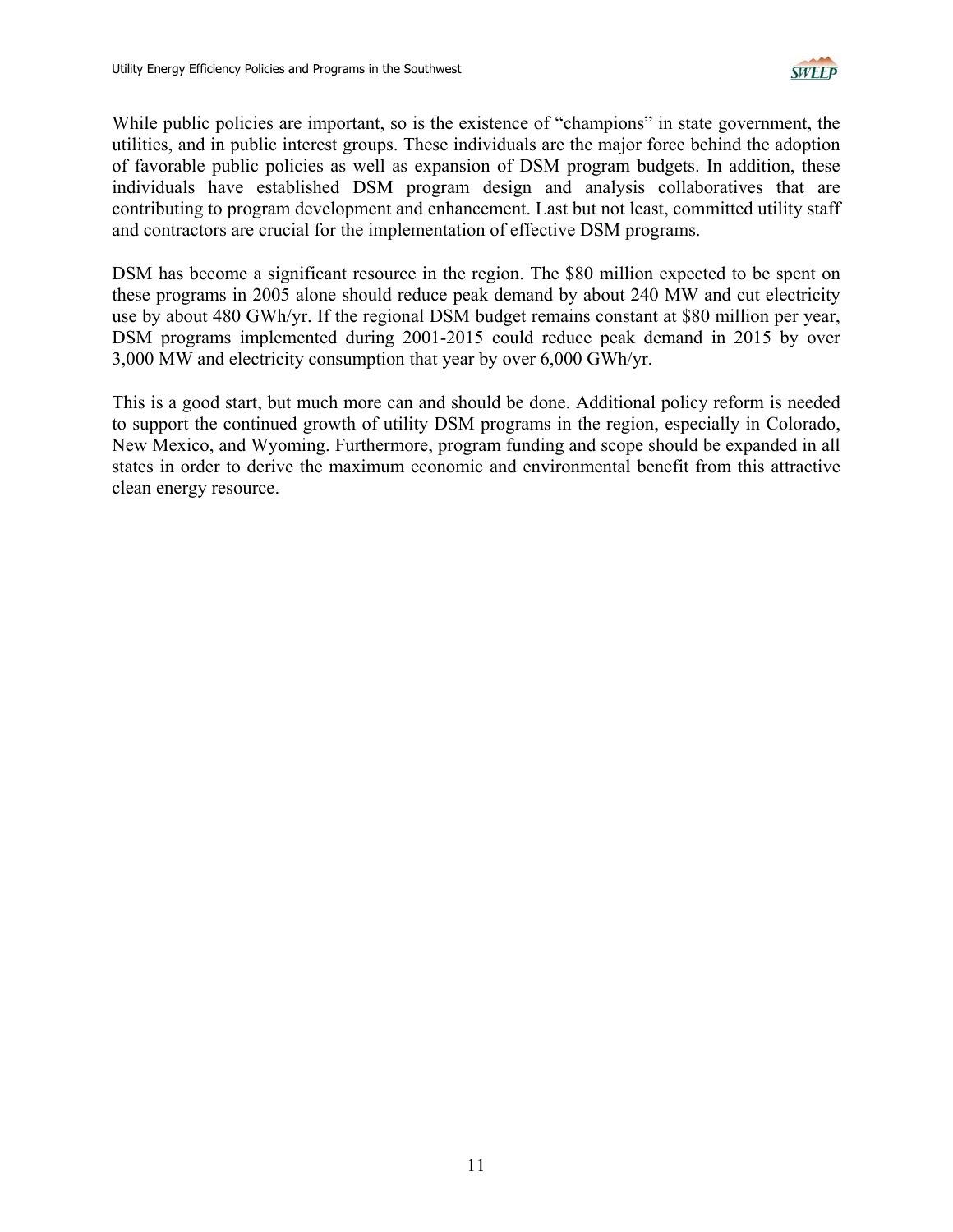While public policies are important, so is the existence of "champions" in state government, the utilities, and in public interest groups. These individuals are the major force behind the adoption of favorable public policies as well as expansion of DSM program budgets. In addition, these individuals have established DSM program design and analysis collaboratives that are contributing to program development and enhancement. Last but not least, committed utility staff and contractors are crucial for the implementation of effective DSM programs.

DSM has become a significant resource in the region. The $80 million expected to be spent on these programs in 2005 alone should reduce peak demand by about 240 MW and cut electricity use by about 480 GWh/yr. If the regional DSM budget remains constant at $80 million per year, DSM programs implemented during 2001-2015 could reduce peak demand in 2015 by over 3,000 MW and electricity consumption that year by over 6,000 GWh/yr.

This is a good start, but much more can and should be done. Additional policy reform is needed to support the continued growth of utility DSM programs in the region, especially in Colorado, New Mexico, and Wyoming. Furthermore, program funding and scope should be expanded in all states in order to derive the maximum economic and environmental benefit from this attractive clean energy resource.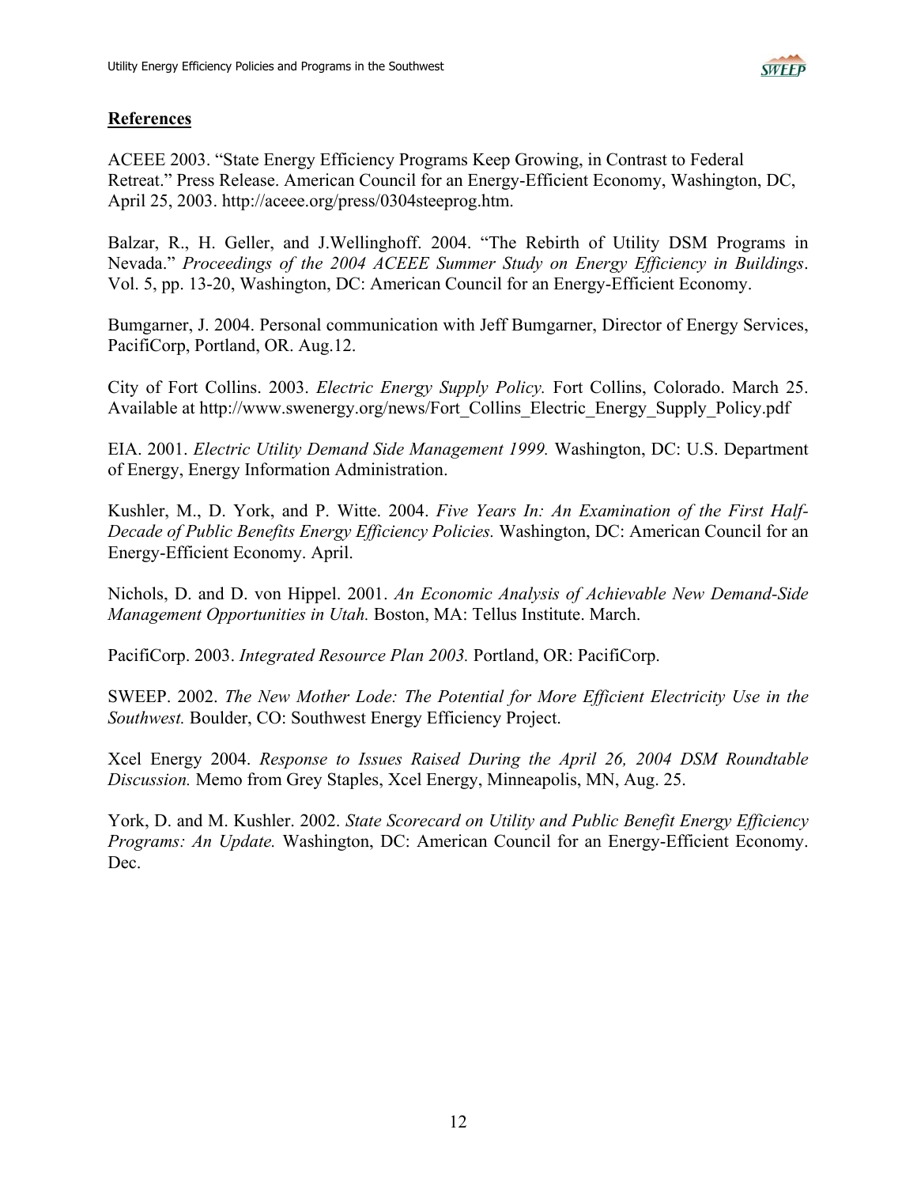## References

ACEEE 2003. "State Energy Efficiency Programs Keep Growing, in Contrast to Federal Retreat." Press Release. American Council for an Energy-Efficient Economy, Washington, DC, April 25, 2003. http://aceee.org/press/0304steeprog.htm.

Balzar, R., H. Geller, and J.Wellinghoff. 2004. "The Rebirth of Utility DSM Programs in Nevada." *Proceedings of the 2004 ACEEE Summer Study on Energy Efficiency in Buildings*. Vol. 5, pp. 13-20, Washington, DC: American Council for an Energy-Efficient Economy.

Bumgarner, J. 2004. Personal communication with Jeff Bumgarner, Director of Energy Services, PacifiCorp, Portland, OR. Aug.12.

City of Fort Collins. 2003. *Electric Energy Supply Policy.* Fort Collins, Colorado. March 25. Available at http://www.swenergy.org/news/Fort_Collins_Electric_Energy_Supply_Policy.pdf

EIA. 2001. *Electric Utility Demand Side Management 1999.* Washington, DC: U.S. Department of Energy, Energy Information Administration.

Kushler, M., D. York, and P. Witte. 2004. *Five Years In: An Examination of the First Half-Decade of Public Benefits Energy Efficiency Policies.* Washington, DC: American Council for an Energy-Efficient Economy. April.

Nichols, D. and D. von Hippel. 2001. *An Economic Analysis of Achievable New Demand-Side Management Opportunities in Utah.* Boston, MA: Tellus Institute. March.

PacifiCorp. 2003. *Integrated Resource Plan 2003.* Portland, OR: PacifiCorp.

SWEEP. 2002. *The New Mother Lode: The Potential for More Efficient Electricity Use in the Southwest.* Boulder, CO: Southwest Energy Efficiency Project.

Xcel Energy 2004. *Response to Issues Raised During the April 26, 2004 DSM Roundtable Discussion.* Memo from Grey Staples, Xcel Energy, Minneapolis, MN, Aug. 25.

York, D. and M. Kushler. 2002. *State Scorecard on Utility and Public Benefit Energy Efficiency Programs: An Update.* Washington, DC: American Council for an Energy-Efficient Economy. Dec.